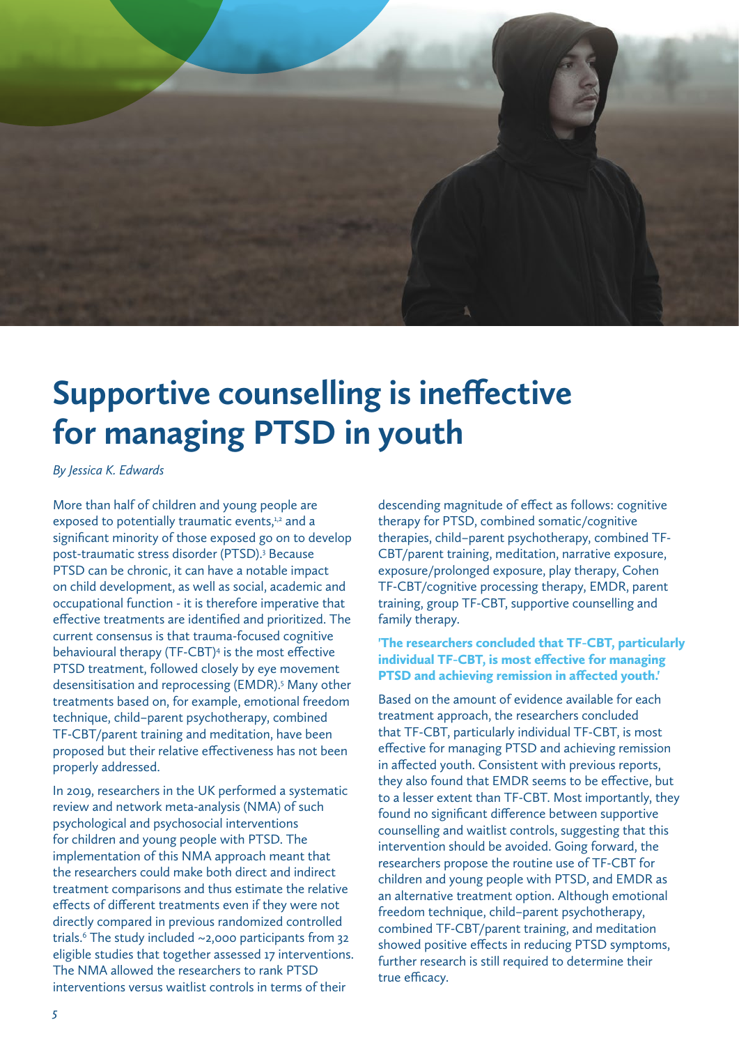# Supportive counselling is ineffective for managing PTSD in youth

*By Jessica K. Edwards*

More than half of children and young people are exposed to potentially traumatic events,[1,2] and a significant minority of those exposed go on to develop post-traumatic stress disorder (PTSD).[3] Because PTSD can be chronic, it can have a notable impact on child development, as well as social, academic and occupational function - it is therefore imperative that effective treatments are identified and prioritized. The current consensus is that trauma-focused cognitive behavioural therapy (TF-CBT)[4] is the most effective PTSD treatment, followed closely by eye movement desensitisation and reprocessing (EMDR).[5] Many other treatments based on, for example, emotional freedom technique, child–parent psychotherapy, combined TF-CBT/parent training and meditation, have been proposed but their relative effectiveness has not been properly addressed.

In 2019, researchers in the UK performed a systematic review and network meta-analysis (NMA) of such psychological and psychosocial interventions for children and young people with PTSD. The implementation of this NMA approach meant that the researchers could make both direct and indirect treatment comparisons and thus estimate the relative effects of different treatments even if they were not directly compared in previous randomized controlled trials.[6] The study included ~2,000 participants from 32 eligible studies that together assessed 17 interventions. The NMA allowed the researchers to rank PTSD interventions versus waitlist controls in terms of their descending magnitude of effect as follows: cognitive therapy for PTSD, combined somatic/cognitive therapies, child–parent psychotherapy, combined TF-CBT/parent training, meditation, narrative exposure, exposure/prolonged exposure, play therapy, Cohen TF-CBT/cognitive processing therapy, EMDR, parent training, group TF-CBT, supportive counselling and family therapy.

**'The researchers concluded that TF-CBT, particularly individual TF-CBT, is most effective for managing PTSD and achieving remission in affected youth.'**

Based on the amount of evidence available for each treatment approach, the researchers concluded that TF-CBT, particularly individual TF-CBT, is most effective for managing PTSD and achieving remission in affected youth. Consistent with previous reports, they also found that EMDR seems to be effective, but to a lesser extent than TF-CBT. Most importantly, they found no significant difference between supportive counselling and waitlist controls, suggesting that this intervention should be avoided. Going forward, the researchers propose the routine use of TF-CBT for children and young people with PTSD, and EMDR as an alternative treatment option. Although emotional freedom technique, child–parent psychotherapy, combined TF-CBT/parent training, and meditation showed positive effects in reducing PTSD symptoms, further research is still required to determine their true efficacy.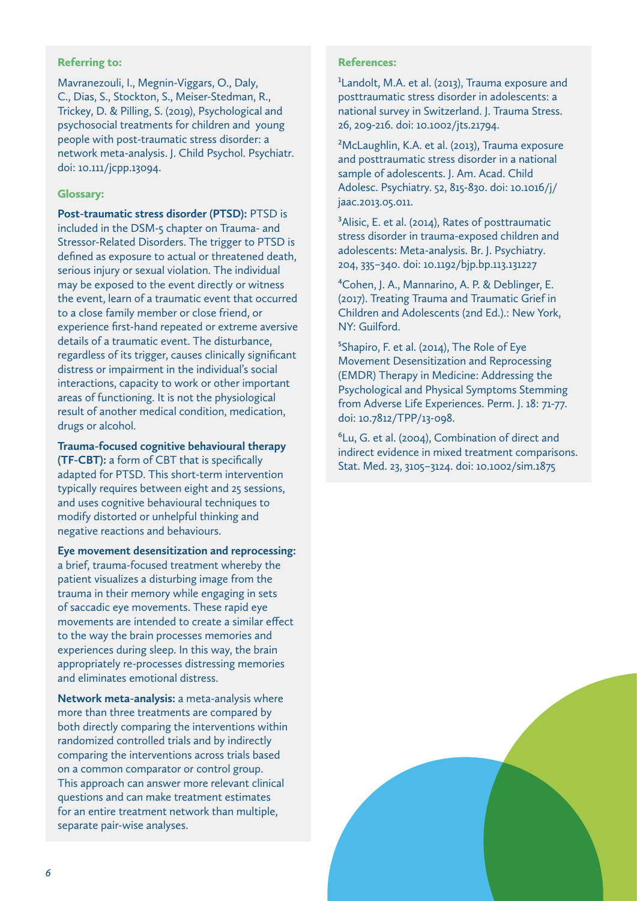### Referring to:

Mavranezouli, I., Megnin-Viggars, O., Daly, C., Dias, S., Stockton, S., Meiser-Stedman, R., Trickey, D. & Pilling, S. (2019), Psychological and psychosocial treatments for children and young people with post-traumatic stress disorder: a network meta-analysis. J. Child Psychol. Psychiatr. doi: 10.111/jcpp.13094.

### Glossary:

**Post-traumatic stress disorder (PTSD):** PTSD is included in the DSM-5 chapter on Trauma- and Stressor-Related Disorders. The trigger to PTSD is defined as exposure to actual or threatened death, serious injury or sexual violation. The individual may be exposed to the event directly or witness the event, learn of a traumatic event that occurred to a close family member or close friend, or experience first-hand repeated or extreme aversive details of a traumatic event. The disturbance, regardless of its trigger, causes clinically significant distress or impairment in the individual's social interactions, capacity to work or other important areas of functioning. It is not the physiological result of another medical condition, medication, drugs or alcohol.

**Trauma-focused cognitive behavioural therapy (TF-CBT):** a form of CBT that is specifically adapted for PTSD. This short-term intervention typically requires between eight and 25 sessions, and uses cognitive behavioural techniques to modify distorted or unhelpful thinking and negative reactions and behaviours.

**Eye movement desensitization and reprocessing:** a brief, trauma-focused treatment whereby the patient visualizes a disturbing image from the trauma in their memory while engaging in sets of saccadic eye movements. These rapid eye movements are intended to create a similar effect to the way the brain processes memories and experiences during sleep. In this way, the brain appropriately re-processes distressing memories and eliminates emotional distress.

**Network meta-analysis:** a meta-analysis where more than three treatments are compared by both directly comparing the interventions within randomized controlled trials and by indirectly comparing the interventions across trials based on a common comparator or control group. This approach can answer more relevant clinical questions and can make treatment estimates for an entire treatment network than multiple, separate pair-wise analyses.

### References:

[1] Landolt, M.A. et al. (2013), Trauma exposure and posttraumatic stress disorder in adolescents: a national survey in Switzerland. J. Trauma Stress. 26, 209-216. doi: 10.1002/jts.21794.

[2] McLaughlin, K.A. et al. (2013), Trauma exposure and posttraumatic stress disorder in a national sample of adolescents. J. Am. Acad. Child Adolesc. Psychiatry. 52, 815-830. doi: 10.1016/j/jaac.2013.05.011.

[3] Alisic, E. et al. (2014), Rates of posttraumatic stress disorder in trauma-exposed children and adolescents: Meta-analysis. Br. J. Psychiatry. 204, 335–340. doi: 10.1192/bjp.bp.113.131227

[4] Cohen, J. A., Mannarino, A. P. & Deblinger, E. (2017). Treating Trauma and Traumatic Grief in Children and Adolescents (2nd Ed.).: New York, NY: Guilford.

[5] Shapiro, F. et al. (2014), The Role of Eye Movement Desensitization and Reprocessing (EMDR) Therapy in Medicine: Addressing the Psychological and Physical Symptoms Stemming from Adverse Life Experiences. Perm. J. 18: 71-77. doi: 10.7812/TPP/13-098.

[6] Lu, G. et al. (2004), Combination of direct and indirect evidence in mixed treatment comparisons. Stat. Med. 23, 3105–3124. doi: 10.1002/sim.1875